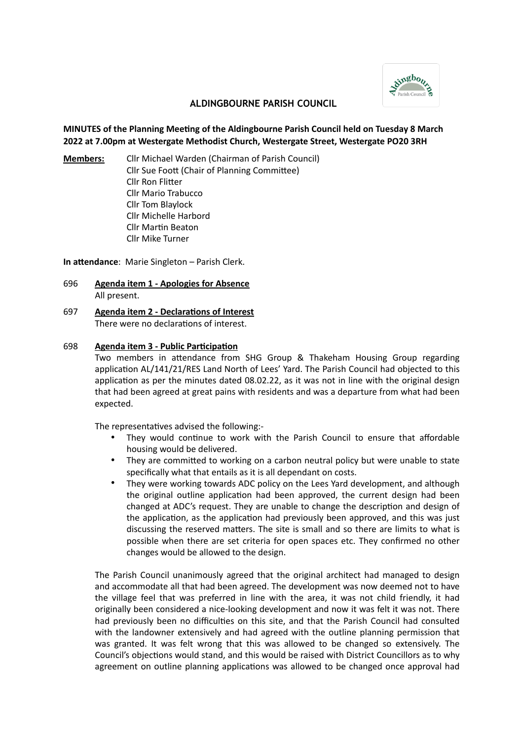# ALDINGBOURNE PARISH COUNCIL

**MINUTES of the Planning Meeting of the Aldingbourne Parish Council held on Tuesday 8 March 2022 at 7.00pm at Westergate Methodist Church, Westergate Street, Westergate PO20 3RH**

**Members:** Cllr Michael Warden (Chairman of Parish Council)
Cllr Sue Foott (Chair of Planning Committee)
Cllr Ron Flitter
Cllr Mario Trabucco
Cllr Tom Blaylock
Cllr Michelle Harbord
Cllr Martin Beaton
Cllr Mike Turner

**In attendance**: Marie Singleton – Parish Clerk.

696 **Agenda item 1 - Apologies for Absence**
All present.

697 **Agenda item 2 - Declarations of Interest**
There were no declarations of interest.

698 **Agenda item 3 - Public Participation**
Two members in attendance from SHG Group & Thakeham Housing Group regarding application AL/141/21/RES Land North of Lees' Yard. The Parish Council had objected to this application as per the minutes dated 08.02.22, as it was not in line with the original design that had been agreed at great pains with residents and was a departure from what had been expected.

The representatives advised the following:-

- They would continue to work with the Parish Council to ensure that affordable housing would be delivered.
- They are committed to working on a carbon neutral policy but were unable to state specifically what that entails as it is all dependant on costs.
- They were working towards ADC policy on the Lees Yard development, and although the original outline application had been approved, the current design had been changed at ADC's request. They are unable to change the description and design of the application, as the application had previously been approved, and this was just discussing the reserved matters. The site is small and so there are limits to what is possible when there are set criteria for open spaces etc. They confirmed no other changes would be allowed to the design.

The Parish Council unanimously agreed that the original architect had managed to design and accommodate all that had been agreed. The development was now deemed not to have the village feel that was preferred in line with the area, it was not child friendly, it had originally been considered a nice-looking development and now it was felt it was not. There had previously been no difficulties on this site, and that the Parish Council had consulted with the landowner extensively and had agreed with the outline planning permission that was granted. It was felt wrong that this was allowed to be changed so extensively. The Council's objections would stand, and this would be raised with District Councillors as to why agreement on outline planning applications was allowed to be changed once approval had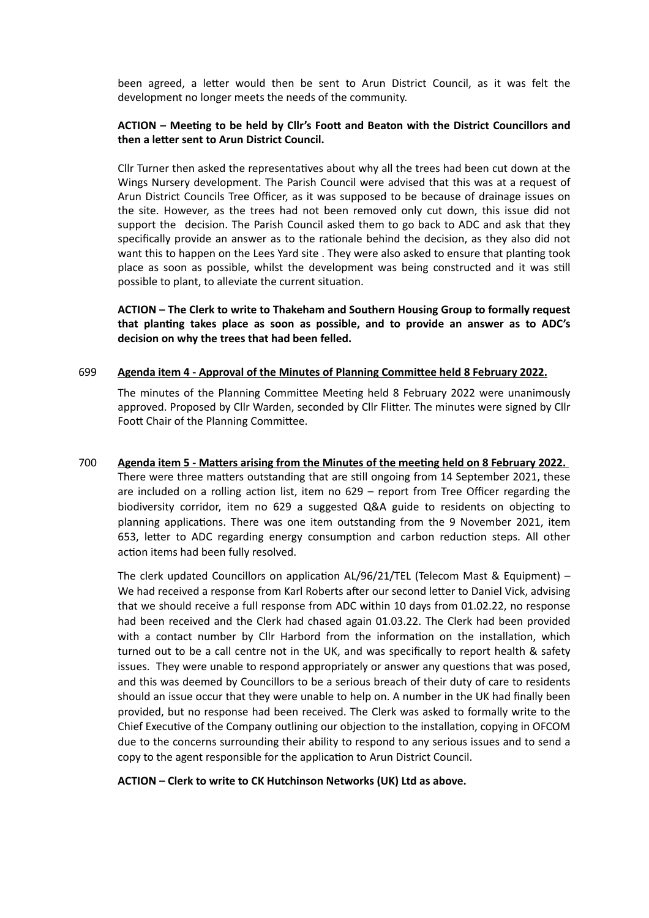been agreed, a letter would then be sent to Arun District Council, as it was felt the development no longer meets the needs of the community.

**ACTION – Meeting to be held by Cllr's Foott and Beaton with the District Councillors and then a letter sent to Arun District Council.**

Cllr Turner then asked the representatives about why all the trees had been cut down at the Wings Nursery development. The Parish Council were advised that this was at a request of Arun District Councils Tree Officer, as it was supposed to be because of drainage issues on the site. However, as the trees had not been removed only cut down, this issue did not support the decision. The Parish Council asked them to go back to ADC and ask that they specifically provide an answer as to the rationale behind the decision, as they also did not want this to happen on the Lees Yard site . They were also asked to ensure that planting took place as soon as possible, whilst the development was being constructed and it was still possible to plant, to alleviate the current situation.

**ACTION – The Clerk to write to Thakeham and Southern Housing Group to formally request that planting takes place as soon as possible, and to provide an answer as to ADC's decision on why the trees that had been felled.**

699 **Agenda item 4 - Approval of the Minutes of Planning Committee held 8 February 2022.**

The minutes of the Planning Committee Meeting held 8 February 2022 were unanimously approved. Proposed by Cllr Warden, seconded by Cllr Flitter. The minutes were signed by Cllr Foott Chair of the Planning Committee.

700 **Agenda item 5 - Matters arising from the Minutes of the meeting held on 8 February 2022.**

There were three matters outstanding that are still ongoing from 14 September 2021, these are included on a rolling action list, item no 629 – report from Tree Officer regarding the biodiversity corridor, item no 629 a suggested Q&A guide to residents on objecting to planning applications. There was one item outstanding from the 9 November 2021, item 653, letter to ADC regarding energy consumption and carbon reduction steps. All other action items had been fully resolved.

The clerk updated Councillors on application AL/96/21/TEL (Telecom Mast & Equipment) – We had received a response from Karl Roberts after our second letter to Daniel Vick, advising that we should receive a full response from ADC within 10 days from 01.02.22, no response had been received and the Clerk had chased again 01.03.22. The Clerk had been provided with a contact number by Cllr Harbord from the information on the installation, which turned out to be a call centre not in the UK, and was specifically to report health & safety issues. They were unable to respond appropriately or answer any questions that was posed, and this was deemed by Councillors to be a serious breach of their duty of care to residents should an issue occur that they were unable to help on. A number in the UK had finally been provided, but no response had been received. The Clerk was asked to formally write to the Chief Executive of the Company outlining our objection to the installation, copying in OFCOM due to the concerns surrounding their ability to respond to any serious issues and to send a copy to the agent responsible for the application to Arun District Council.

**ACTION – Clerk to write to CK Hutchinson Networks (UK) Ltd as above.**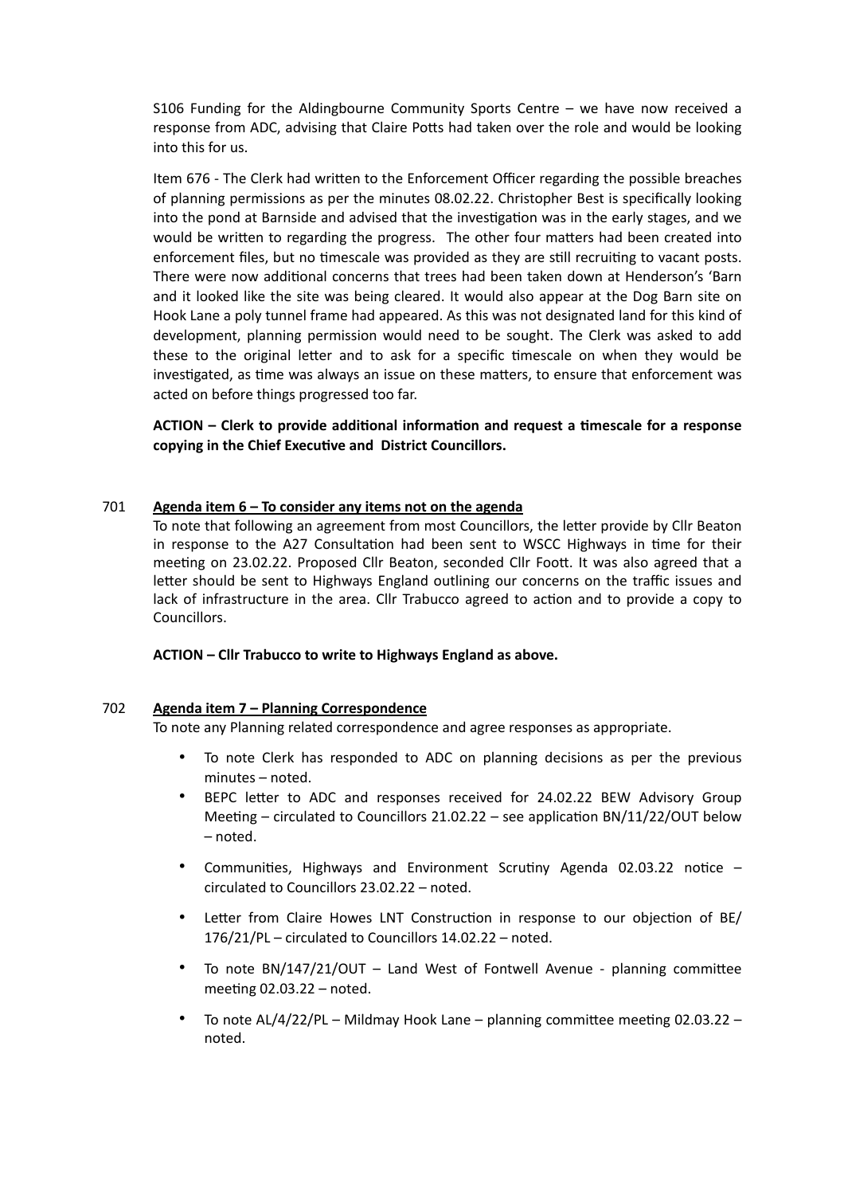S106 Funding for the Aldingbourne Community Sports Centre – we have now received a response from ADC, advising that Claire Potts had taken over the role and would be looking into this for us.

Item 676 - The Clerk had written to the Enforcement Officer regarding the possible breaches of planning permissions as per the minutes 08.02.22. Christopher Best is specifically looking into the pond at Barnside and advised that the investigation was in the early stages, and we would be written to regarding the progress. The other four matters had been created into enforcement files, but no timescale was provided as they are still recruiting to vacant posts. There were now additional concerns that trees had been taken down at Henderson's 'Barn and it looked like the site was being cleared. It would also appear at the Dog Barn site on Hook Lane a poly tunnel frame had appeared. As this was not designated land for this kind of development, planning permission would need to be sought. The Clerk was asked to add these to the original letter and to ask for a specific timescale on when they would be investigated, as time was always an issue on these matters, to ensure that enforcement was acted on before things progressed too far.

**ACTION – Clerk to provide additional information and request a timescale for a response copying in the Chief Executive and District Councillors.**

701 **Agenda item 6 – To consider any items not on the agenda**

To note that following an agreement from most Councillors, the letter provide by Cllr Beaton in response to the A27 Consultation had been sent to WSCC Highways in time for their meeting on 23.02.22. Proposed Cllr Beaton, seconded Cllr Foott. It was also agreed that a letter should be sent to Highways England outlining our concerns on the traffic issues and lack of infrastructure in the area. Cllr Trabucco agreed to action and to provide a copy to Councillors.

**ACTION – Cllr Trabucco to write to Highways England as above.**

702 **Agenda item 7 – Planning Correspondence**

To note any Planning related correspondence and agree responses as appropriate.

- To note Clerk has responded to ADC on planning decisions as per the previous minutes – noted.
- BEPC letter to ADC and responses received for 24.02.22 BEW Advisory Group Meeting – circulated to Councillors 21.02.22 – see application BN/11/22/OUT below – noted.
- Communities, Highways and Environment Scrutiny Agenda 02.03.22 notice – circulated to Councillors 23.02.22 – noted.
- Letter from Claire Howes LNT Construction in response to our objection of BE/176/21/PL – circulated to Councillors 14.02.22 – noted.
- To note BN/147/21/OUT – Land West of Fontwell Avenue - planning committee meeting 02.03.22 – noted.
- To note AL/4/22/PL – Mildmay Hook Lane – planning committee meeting 02.03.22 – noted.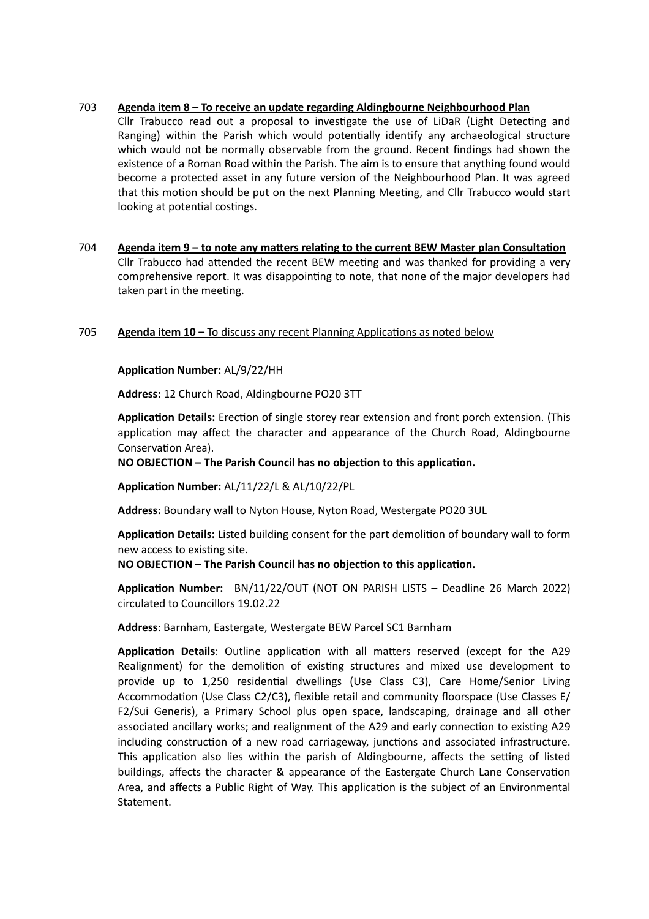703 **Agenda item 8 – To receive an update regarding Aldingbourne Neighbourhood Plan**

Cllr Trabucco read out a proposal to investigate the use of LiDaR (Light Detecting and Ranging) within the Parish which would potentially identify any archaeological structure which would not be normally observable from the ground. Recent findings had shown the existence of a Roman Road within the Parish. The aim is to ensure that anything found would become a protected asset in any future version of the Neighbourhood Plan. It was agreed that this motion should be put on the next Planning Meeting, and Cllr Trabucco would start looking at potential costings.

704 **Agenda item 9 – to note any matters relating to the current BEW Master plan Consultation**

Cllr Trabucco had attended the recent BEW meeting and was thanked for providing a very comprehensive report. It was disappointing to note, that none of the major developers had taken part in the meeting.

705 **Agenda item 10 –** To discuss any recent Planning Applications as noted below

**Application Number:** AL/9/22/HH

**Address:** 12 Church Road, Aldingbourne PO20 3TT

**Application Details:** Erection of single storey rear extension and front porch extension. (This application may affect the character and appearance of the Church Road, Aldingbourne Conservation Area).

**NO OBJECTION – The Parish Council has no objection to this application.**

**Application Number:** AL/11/22/L & AL/10/22/PL

**Address:** Boundary wall to Nyton House, Nyton Road, Westergate PO20 3UL

**Application Details:** Listed building consent for the part demolition of boundary wall to form new access to existing site.

**NO OBJECTION – The Parish Council has no objection to this application.**

**Application Number:** BN/11/22/OUT (NOT ON PARISH LISTS – Deadline 26 March 2022) circulated to Councillors 19.02.22

**Address**: Barnham, Eastergate, Westergate BEW Parcel SC1 Barnham

**Application Details**: Outline application with all matters reserved (except for the A29 Realignment) for the demolition of existing structures and mixed use development to provide up to 1,250 residential dwellings (Use Class C3), Care Home/Senior Living Accommodation (Use Class C2/C3), flexible retail and community floorspace (Use Classes E/ F2/Sui Generis), a Primary School plus open space, landscaping, drainage and all other associated ancillary works; and realignment of the A29 and early connection to existing A29 including construction of a new road carriageway, junctions and associated infrastructure. This application also lies within the parish of Aldingbourne, affects the setting of listed buildings, affects the character & appearance of the Eastergate Church Lane Conservation Area, and affects a Public Right of Way. This application is the subject of an Environmental Statement.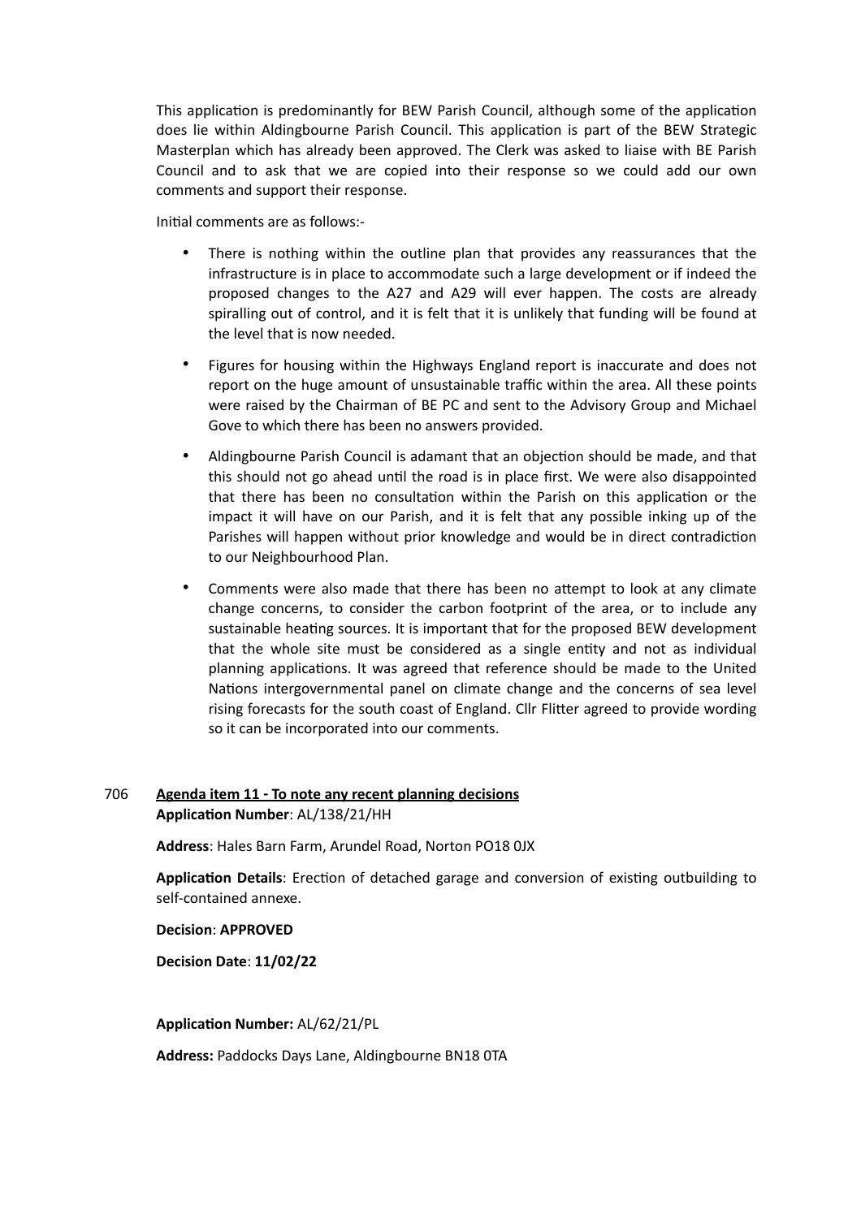This application is predominantly for BEW Parish Council, although some of the application does lie within Aldingbourne Parish Council. This application is part of the BEW Strategic Masterplan which has already been approved. The Clerk was asked to liaise with BE Parish Council and to ask that we are copied into their response so we could add our own comments and support their response.

Initial comments are as follows:-

- There is nothing within the outline plan that provides any reassurances that the infrastructure is in place to accommodate such a large development or if indeed the proposed changes to the A27 and A29 will ever happen. The costs are already spiralling out of control, and it is felt that it is unlikely that funding will be found at the level that is now needed.
- Figures for housing within the Highways England report is inaccurate and does not report on the huge amount of unsustainable traffic within the area. All these points were raised by the Chairman of BE PC and sent to the Advisory Group and Michael Gove to which there has been no answers provided.
- Aldingbourne Parish Council is adamant that an objection should be made, and that this should not go ahead until the road is in place first. We were also disappointed that there has been no consultation within the Parish on this application or the impact it will have on our Parish, and it is felt that any possible inking up of the Parishes will happen without prior knowledge and would be in direct contradiction to our Neighbourhood Plan.
- Comments were also made that there has been no attempt to look at any climate change concerns, to consider the carbon footprint of the area, or to include any sustainable heating sources. It is important that for the proposed BEW development that the whole site must be considered as a single entity and not as individual planning applications. It was agreed that reference should be made to the United Nations intergovernmental panel on climate change and the concerns of sea level rising forecasts for the south coast of England. Cllr Flitter agreed to provide wording so it can be incorporated into our comments.

706 **Agenda item 11 - To note any recent planning decisions**

**Application Number**: AL/138/21/HH

**Address**: Hales Barn Farm, Arundel Road, Norton PO18 0JX

**Application Details**: Erection of detached garage and conversion of existing outbuilding to self-contained annexe.

**Decision**: **APPROVED**

**Decision Date**: **11/02/22**

**Application Number:** AL/62/21/PL

**Address:** Paddocks Days Lane, Aldingbourne BN18 0TA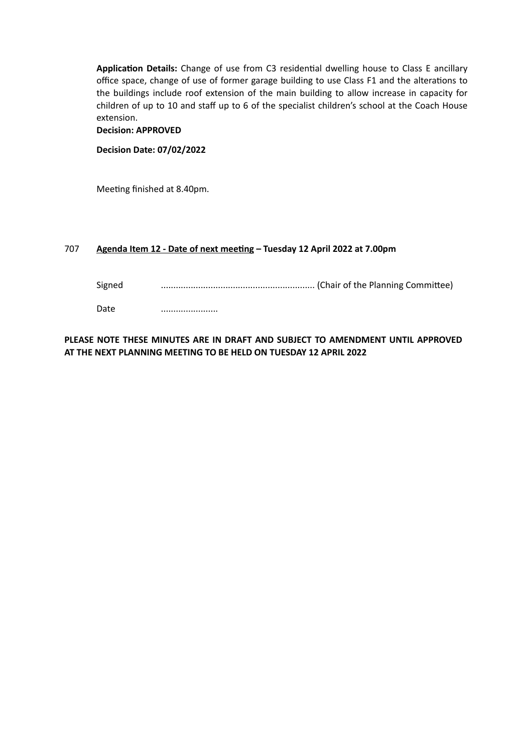**Application Details:** Change of use from C3 residential dwelling house to Class E ancillary office space, change of use of former garage building to use Class F1 and the alterations to the buildings include roof extension of the main building to allow increase in capacity for children of up to 10 and staff up to 6 of the specialist children's school at the Coach House extension.

**Decision: APPROVED**

**Decision Date: 07/02/2022**

Meeting finished at 8.40pm.

707 **Agenda Item 12 - Date of next meeting – Tuesday 12 April 2022 at 7.00pm**

Signed ............................................................ (Chair of the Planning Committee)

Date ......................

**PLEASE NOTE THESE MINUTES ARE IN DRAFT AND SUBJECT TO AMENDMENT UNTIL APPROVED AT THE NEXT PLANNING MEETING TO BE HELD ON TUESDAY 12 APRIL 2022**